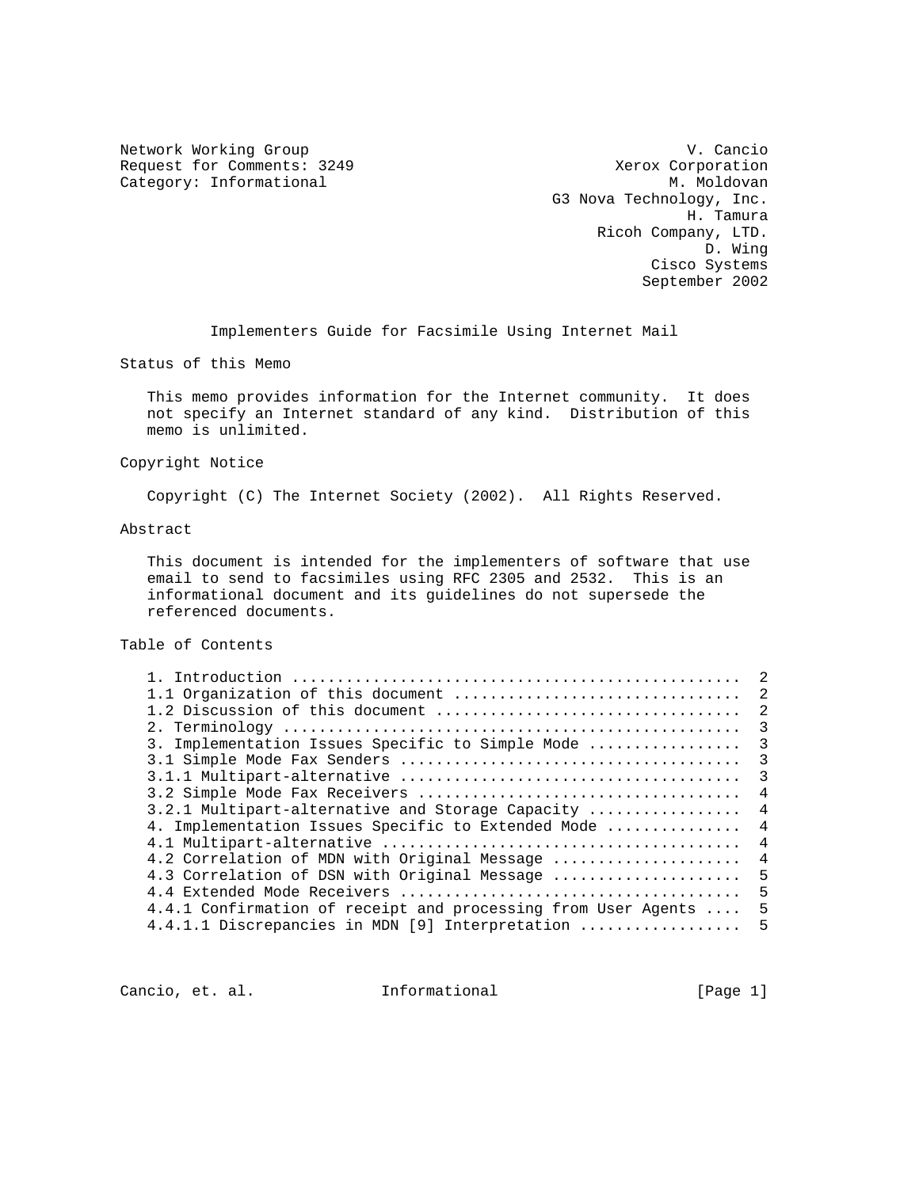Network Working Group — V. Cancio
Request for Comments: 3249 — Xerox Corporation
Category: Informational — M. Moldovan
G3 Nova Technology, Inc.
H. Tamura
Ricoh Company, LTD.
D. Wing
Cisco Systems
September 2002

# Implementers Guide for Facsimile Using Internet Mail

## Status of this Memo

This memo provides information for the Internet community. It does not specify an Internet standard of any kind. Distribution of this memo is unlimited.

## Copyright Notice

Copyright (C) The Internet Society (2002). All Rights Reserved.

## Abstract

This document is intended for the implementers of software that use email to send to facsimiles using RFC 2305 and 2532. This is an informational document and its guidelines do not supersede the referenced documents.

## Table of Contents

```
1. Introduction ................................................  2
1.1 Organization of this document ..............................  2
1.2 Discussion of this document ................................  2
2. Terminology .................................................  3
3. Implementation Issues Specific to Simple Mode ...............  3
3.1 Simple Mode Fax Senders ....................................  3
3.1.1 Multipart-alternative ....................................  3
3.2 Simple Mode Fax Receivers ..................................  4
3.2.1 Multipart-alternative and Storage Capacity ...............  4
4. Implementation Issues Specific to Extended Mode .............  4
4.1 Multipart-alternative ......................................  4
4.2 Correlation of MDN with Original Message ...................  4
4.3 Correlation of DSN with Original Message ...................  5
4.4 Extended Mode Receivers ....................................  5
4.4.1 Confirmation of receipt and processing from User Agents ..  5
4.4.1.1 Discrepancies in MDN [9] Interpretation ................  5
```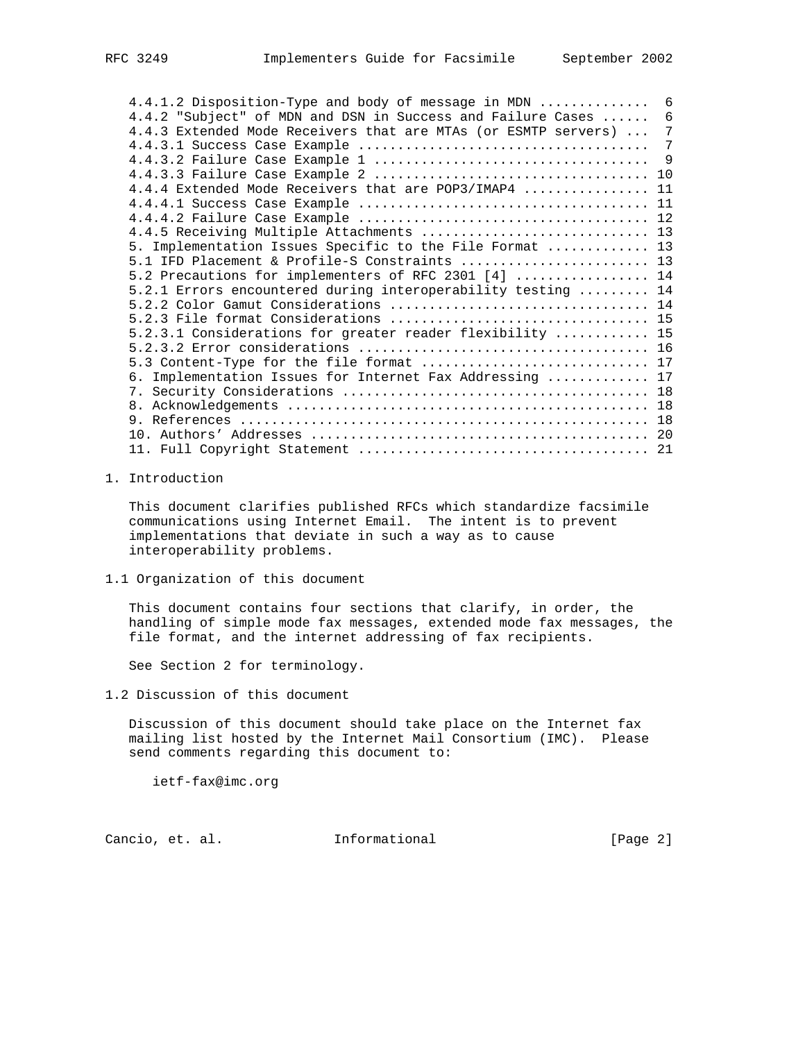4.4.1.2 Disposition-Type and body of message in MDN ............. 6
4.4.2 "Subject" of MDN and DSN in Success and Failure Cases ...... 6
4.4.3 Extended Mode Receivers that are MTAs (or ESMTP servers) ... 7
4.4.3.1 Success Case Example .................................... 7
4.4.3.2 Failure Case Example 1 .................................. 9
4.4.3.3 Failure Case Example 2 .................................. 10
4.4.4 Extended Mode Receivers that are POP3/IMAP4 ................ 11
4.4.4.1 Success Case Example .................................... 11
4.4.4.2 Failure Case Example .................................... 12
4.4.5 Receiving Multiple Attachments ............................. 13
5. Implementation Issues Specific to the File Format ............. 13
5.1 IFD Placement & Profile-S Constraints ........................ 13
5.2 Precautions for implementers of RFC 2301 [4] ................. 14
5.2.1 Errors encountered during interoperability testing ......... 14
5.2.2 Color Gamut Considerations ................................ 14
5.2.3 File format Considerations ................................ 15
5.2.3.1 Considerations for greater reader flexibility ............ 15
5.2.3.2 Error considerations .................................... 16
5.3 Content-Type for the file format ............................. 17
6. Implementation Issues for Internet Fax Addressing ............. 17
7. Security Considerations ....................................... 18
8. Acknowledgements .............................................. 18
9. References .................................................... 18
10. Authors' Addresses ........................................... 20
11. Full Copyright Statement ..................................... 21

# 1. Introduction

This document clarifies published RFCs which standardize facsimile communications using Internet Email. The intent is to prevent implementations that deviate in such a way as to cause interoperability problems.

## 1.1 Organization of this document

This document contains four sections that clarify, in order, the handling of simple mode fax messages, extended mode fax messages, the file format, and the internet addressing of fax recipients.

See Section 2 for terminology.

## 1.2 Discussion of this document

Discussion of this document should take place on the Internet fax mailing list hosted by the Internet Mail Consortium (IMC). Please send comments regarding this document to:

ietf-fax@imc.org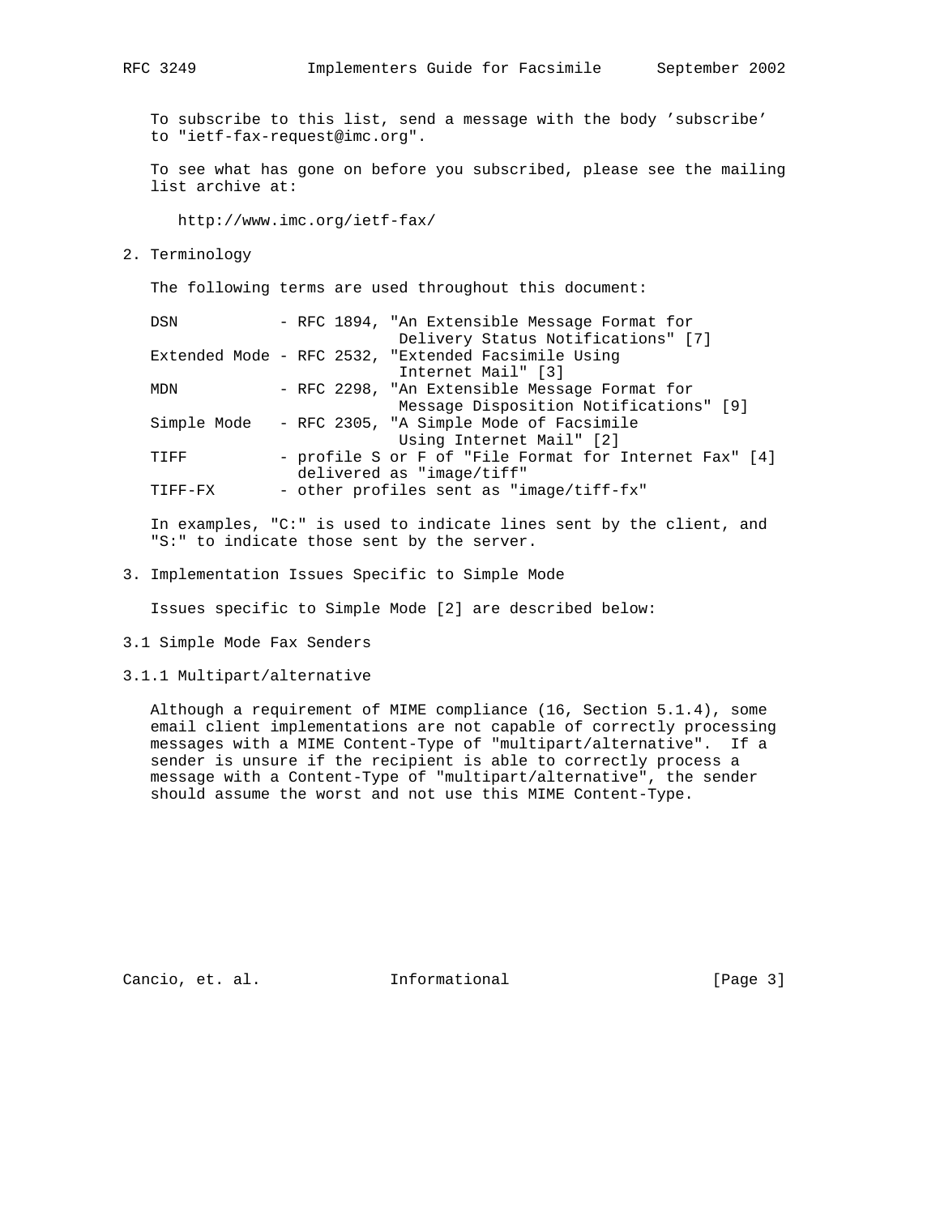To subscribe to this list, send a message with the body 'subscribe' to "ietf-fax-request@imc.org".

To see what has gone on before you subscribed, please see the mailing list archive at:

http://www.imc.org/ietf-fax/

## 2. Terminology

The following terms are used throughout this document:

```
DSN           - RFC 1894, "An Extensible Message Format for
                           Delivery Status Notifications" [7]
Extended Mode - RFC 2532, "Extended Facsimile Using
                           Internet Mail" [3]
MDN           - RFC 2298, "An Extensible Message Format for
                           Message Disposition Notifications" [9]
Simple Mode   - RFC 2305, "A Simple Mode of Facsimile
                           Using Internet Mail" [2]
TIFF          - profile S or F of "File Format for Internet Fax" [4]
                delivered as "image/tiff"
TIFF-FX       - other profiles sent as "image/tiff-fx"
```

In examples, "C:" is used to indicate lines sent by the client, and "S:" to indicate those sent by the server.

## 3. Implementation Issues Specific to Simple Mode

Issues specific to Simple Mode [2] are described below:

### 3.1 Simple Mode Fax Senders

#### 3.1.1 Multipart/alternative

Although a requirement of MIME compliance (16, Section 5.1.4), some email client implementations are not capable of correctly processing messages with a MIME Content-Type of "multipart/alternative". If a sender is unsure if the recipient is able to correctly process a message with a Content-Type of "multipart/alternative", the sender should assume the worst and not use this MIME Content-Type.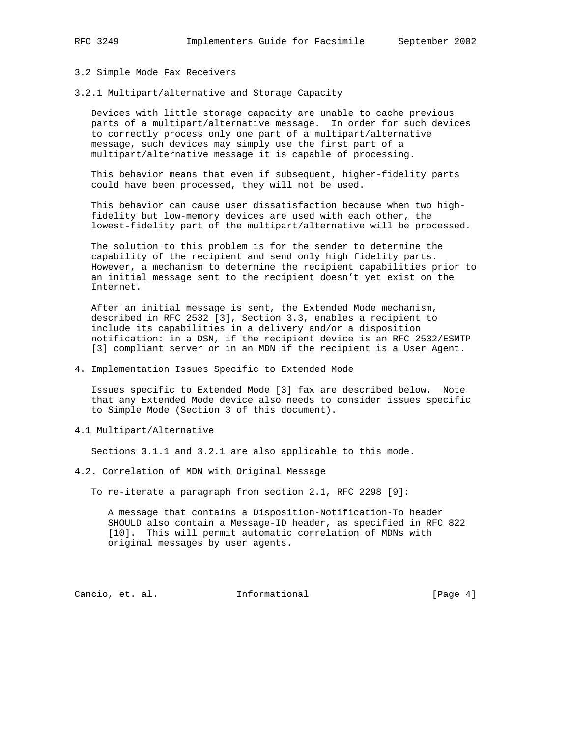### 3.2 Simple Mode Fax Receivers

#### 3.2.1 Multipart/alternative and Storage Capacity

Devices with little storage capacity are unable to cache previous parts of a multipart/alternative message. In order for such devices to correctly process only one part of a multipart/alternative message, such devices may simply use the first part of a multipart/alternative message it is capable of processing.

This behavior means that even if subsequent, higher-fidelity parts could have been processed, they will not be used.

This behavior can cause user dissatisfaction because when two high-fidelity but low-memory devices are used with each other, the lowest-fidelity part of the multipart/alternative will be processed.

The solution to this problem is for the sender to determine the capability of the recipient and send only high fidelity parts. However, a mechanism to determine the recipient capabilities prior to an initial message sent to the recipient doesn't yet exist on the Internet.

After an initial message is sent, the Extended Mode mechanism, described in RFC 2532 [3], Section 3.3, enables a recipient to include its capabilities in a delivery and/or a disposition notification: in a DSN, if the recipient device is an RFC 2532/ESMTP [3] compliant server or in an MDN if the recipient is a User Agent.

## 4. Implementation Issues Specific to Extended Mode

Issues specific to Extended Mode [3] fax are described below. Note that any Extended Mode device also needs to consider issues specific to Simple Mode (Section 3 of this document).

### 4.1 Multipart/Alternative

Sections 3.1.1 and 3.2.1 are also applicable to this mode.

### 4.2. Correlation of MDN with Original Message

To re-iterate a paragraph from section 2.1, RFC 2298 [9]:

> A message that contains a Disposition-Notification-To header SHOULD also contain a Message-ID header, as specified in RFC 822 [10]. This will permit automatic correlation of MDNs with original messages by user agents.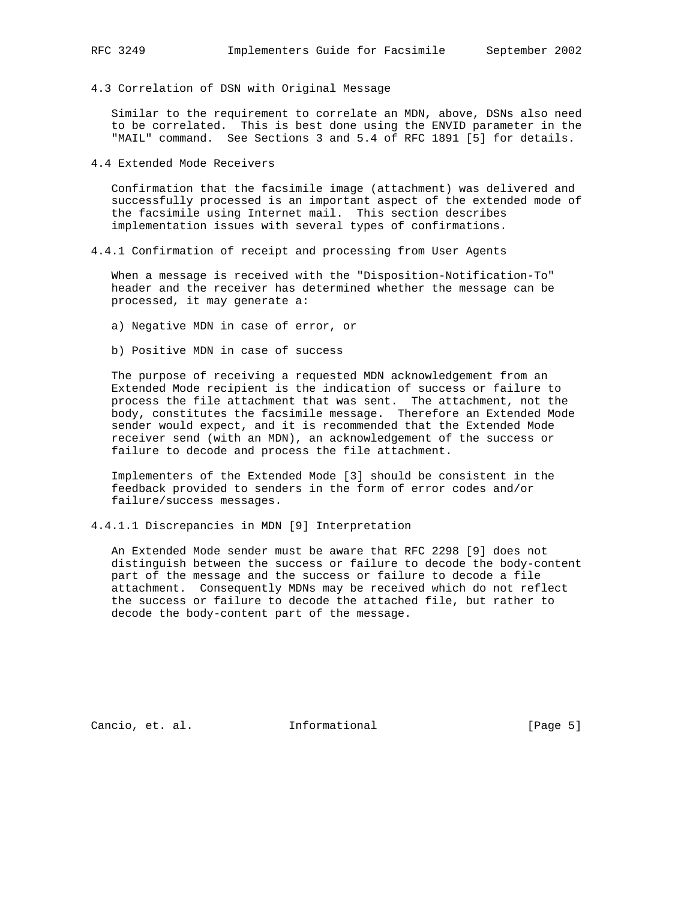### 4.3 Correlation of DSN with Original Message

Similar to the requirement to correlate an MDN, above, DSNs also need to be correlated. This is best done using the ENVID parameter in the "MAIL" command. See Sections 3 and 5.4 of RFC 1891 [5] for details.

### 4.4 Extended Mode Receivers

Confirmation that the facsimile image (attachment) was delivered and successfully processed is an important aspect of the extended mode of the facsimile using Internet mail. This section describes implementation issues with several types of confirmations.

#### 4.4.1 Confirmation of receipt and processing from User Agents

When a message is received with the "Disposition-Notification-To" header and the receiver has determined whether the message can be processed, it may generate a:

a) Negative MDN in case of error, or

b) Positive MDN in case of success

The purpose of receiving a requested MDN acknowledgement from an Extended Mode recipient is the indication of success or failure to process the file attachment that was sent. The attachment, not the body, constitutes the facsimile message. Therefore an Extended Mode sender would expect, and it is recommended that the Extended Mode receiver send (with an MDN), an acknowledgement of the success or failure to decode and process the file attachment.

Implementers of the Extended Mode [3] should be consistent in the feedback provided to senders in the form of error codes and/or failure/success messages.

##### 4.4.1.1 Discrepancies in MDN [9] Interpretation

An Extended Mode sender must be aware that RFC 2298 [9] does not distinguish between the success or failure to decode the body-content part of the message and the success or failure to decode a file attachment. Consequently MDNs may be received which do not reflect the success or failure to decode the attached file, but rather to decode the body-content part of the message.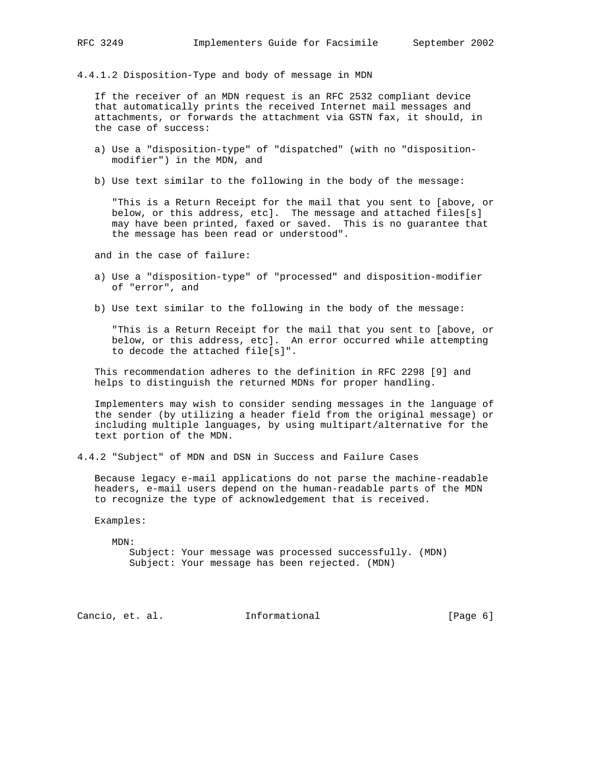#### 4.4.1.2 Disposition-Type and body of message in MDN

If the receiver of an MDN request is an RFC 2532 compliant device that automatically prints the received Internet mail messages and attachments, or forwards the attachment via GSTN fax, it should, in the case of success:

a) Use a "disposition-type" of "dispatched" (with no "disposition-modifier") in the MDN, and

b) Use text similar to the following in the body of the message:

   "This is a Return Receipt for the mail that you sent to [above, or below, or this address, etc]. The message and attached files[s] may have been printed, faxed or saved. This is no guarantee that the message has been read or understood".

and in the case of failure:

a) Use a "disposition-type" of "processed" and disposition-modifier of "error", and

b) Use text similar to the following in the body of the message:

   "This is a Return Receipt for the mail that you sent to [above, or below, or this address, etc]. An error occurred while attempting to decode the attached file[s]".

This recommendation adheres to the definition in RFC 2298 [9] and helps to distinguish the returned MDNs for proper handling.

Implementers may wish to consider sending messages in the language of the sender (by utilizing a header field from the original message) or including multiple languages, by using multipart/alternative for the text portion of the MDN.

### 4.4.2 "Subject" of MDN and DSN in Success and Failure Cases

Because legacy e-mail applications do not parse the machine-readable headers, e-mail users depend on the human-readable parts of the MDN to recognize the type of acknowledgement that is received.

Examples:

```
MDN:
   Subject: Your message was processed successfully. (MDN)
   Subject: Your message has been rejected. (MDN)
```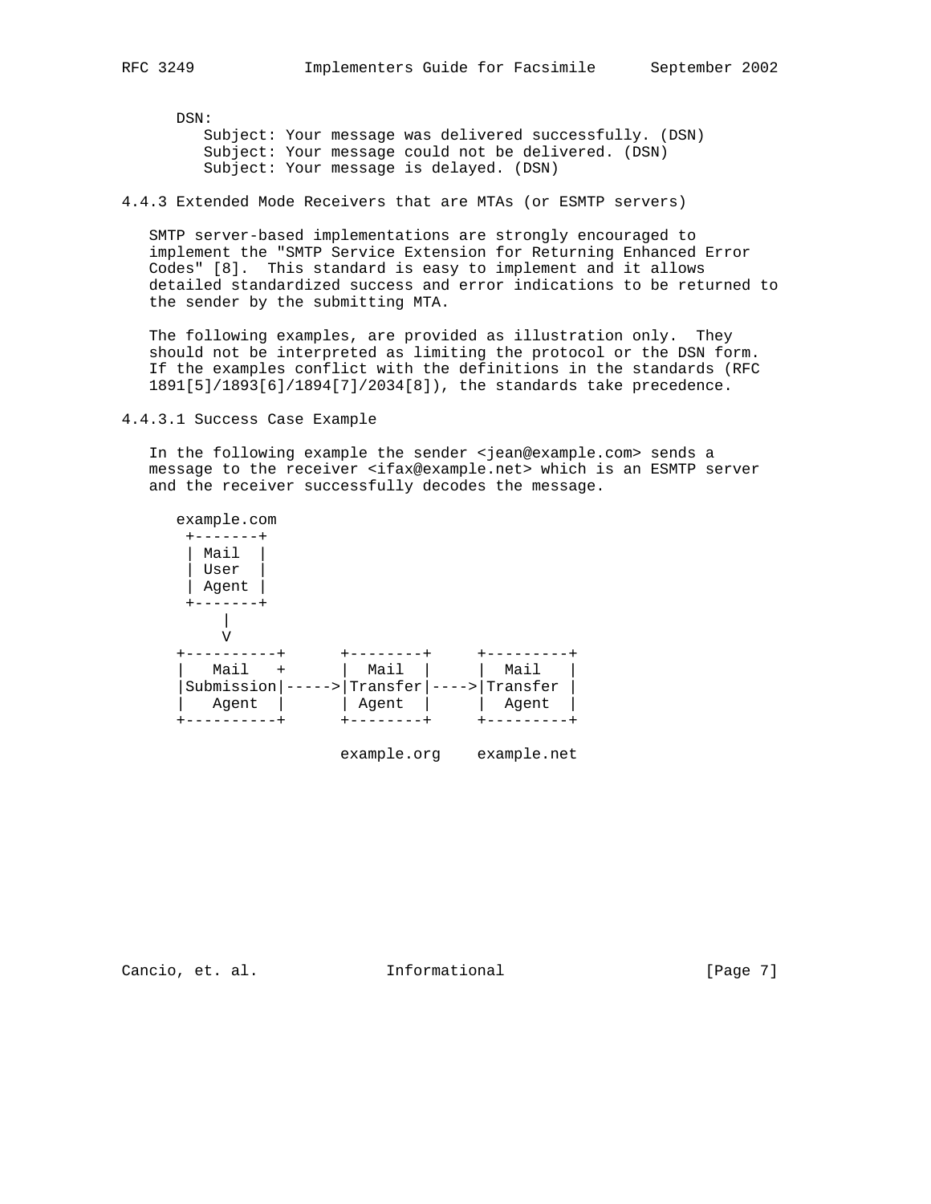DSN:

```
   Subject: Your message was delivered successfully. (DSN)
   Subject: Your message could not be delivered. (DSN)
   Subject: Your message is delayed. (DSN)
```

### 4.4.3 Extended Mode Receivers that are MTAs (or ESMTP servers)

SMTP server-based implementations are strongly encouraged to implement the "SMTP Service Extension for Returning Enhanced Error Codes" [8]. This standard is easy to implement and it allows detailed standardized success and error indications to be returned to the sender by the submitting MTA.

The following examples, are provided as illustration only. They should not be interpreted as limiting the protocol or the DSN form. If the examples conflict with the definitions in the standards (RFC 1891[5]/1893[6]/1894[7]/2034[8]), the standards take precedence.

#### 4.4.3.1 Success Case Example

In the following example the sender <jean@example.com> sends a message to the receiver <ifax@example.net> which is an ESMTP server and the receiver successfully decodes the message.

```
   example.com
    +-------+
    | Mail  |
    | User  |
    | Agent |
    +-------+
        |
        V
   +----------+      +--------+     +---------+
   |   Mail   +      |  Mail  |     |  Mail   |
   |Submission|----->|Transfer|---->|Transfer |
   |   Agent  |      | Agent  |     |  Agent  |
   +----------+      +--------+     +---------+

                     example.org    example.net
```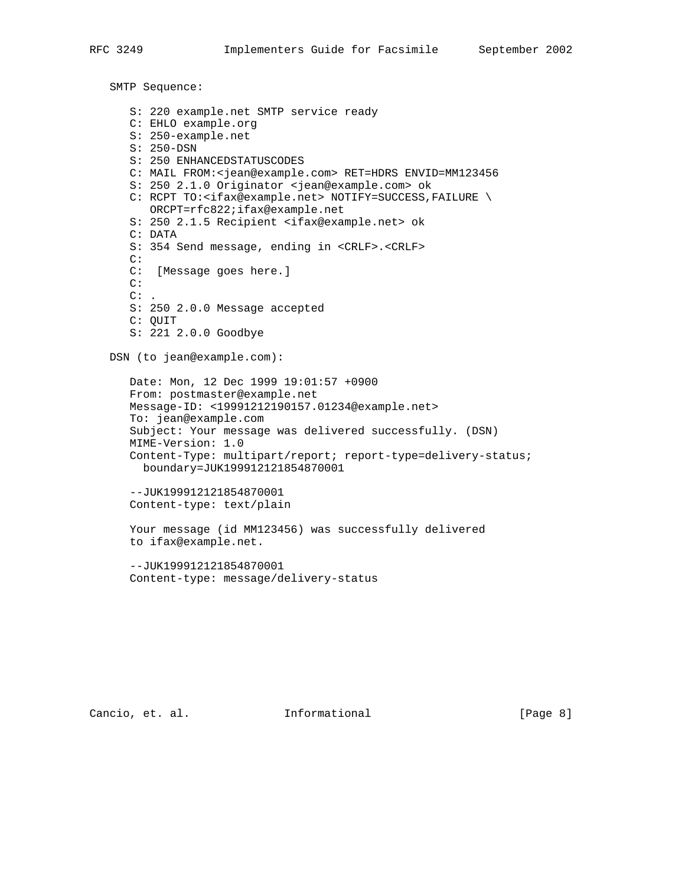SMTP Sequence:

```
S: 220 example.net SMTP service ready
C: EHLO example.org
S: 250-example.net
S: 250-DSN
S: 250 ENHANCEDSTATUSCODES
C: MAIL FROM:<jean@example.com> RET=HDRS ENVID=MM123456
S: 250 2.1.0 Originator <jean@example.com> ok
C: RCPT TO:<ifax@example.net> NOTIFY=SUCCESS,FAILURE \
   ORCPT=rfc822;ifax@example.net
S: 250 2.1.5 Recipient <ifax@example.net> ok
C: DATA
S: 354 Send message, ending in <CRLF>.<CRLF>
C:
C:  [Message goes here.]
C:
C: .
S: 250 2.0.0 Message accepted
C: QUIT
S: 221 2.0.0 Goodbye
```

DSN (to jean@example.com):

```
Date: Mon, 12 Dec 1999 19:01:57 +0900
From: postmaster@example.net
Message-ID: <19991212190157.01234@example.net>
To: jean@example.com
Subject: Your message was delivered successfully. (DSN)
MIME-Version: 1.0
Content-Type: multipart/report; report-type=delivery-status;
  boundary=JUK199912121854870001

--JUK199912121854870001
Content-type: text/plain

Your message (id MM123456) was successfully delivered
to ifax@example.net.

--JUK199912121854870001
Content-type: message/delivery-status
```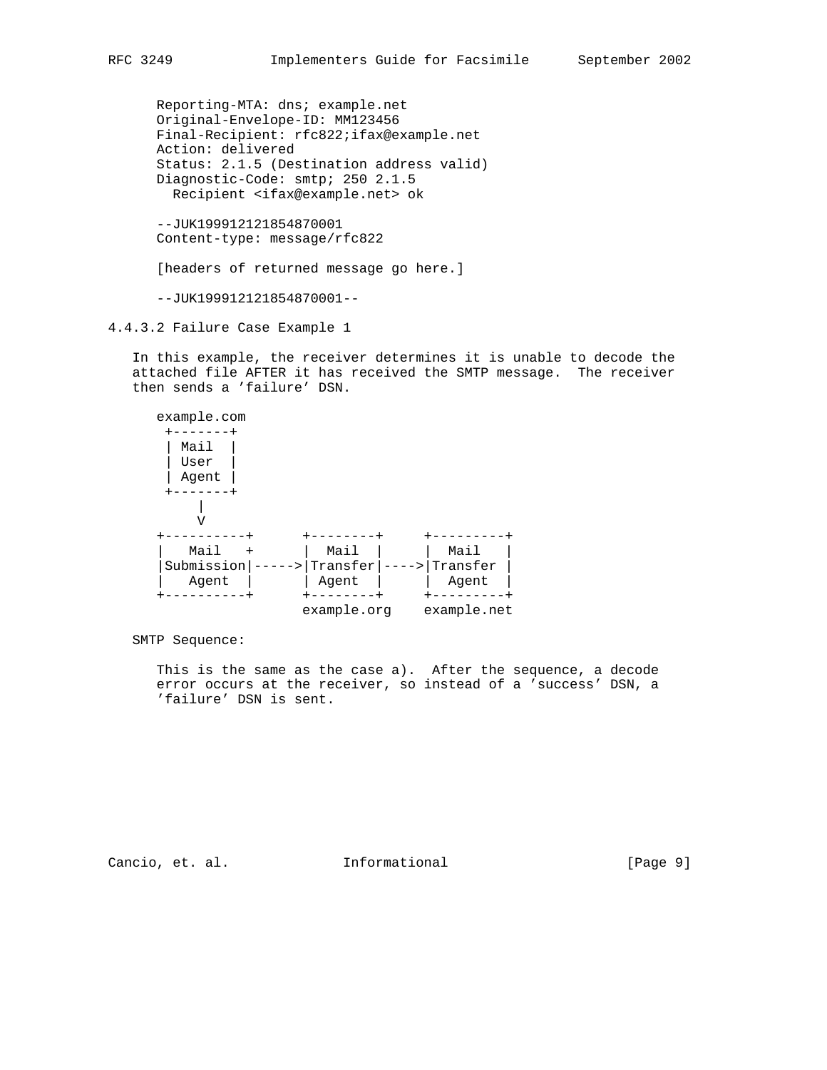```
Reporting-MTA: dns; example.net
Original-Envelope-ID: MM123456
Final-Recipient: rfc822;ifax@example.net
Action: delivered
Status: 2.1.5 (Destination address valid)
Diagnostic-Code: smtp; 250 2.1.5
  Recipient <ifax@example.net> ok

--JUK199912121854870001
Content-type: message/rfc822

[headers of returned message go here.]

--JUK199912121854870001--
```

### 4.4.3.2 Failure Case Example 1

In this example, the receiver determines it is unable to decode the attached file AFTER it has received the SMTP message. The receiver then sends a 'failure' DSN.

```
example.com
 +-------+
 | Mail  |
 | User  |
 | Agent |
 +-------+
     |
     V
+----------+      +--------+     +---------+
|   Mail   +      |  Mail  |     |  Mail   |
|Submission|----->|Transfer|---->|Transfer |
|   Agent  |      | Agent  |     |  Agent  |
+----------+      +--------+     +---------+
                  example.org    example.net
```

SMTP Sequence:

This is the same as the case a). After the sequence, a decode error occurs at the receiver, so instead of a 'success' DSN, a 'failure' DSN is sent.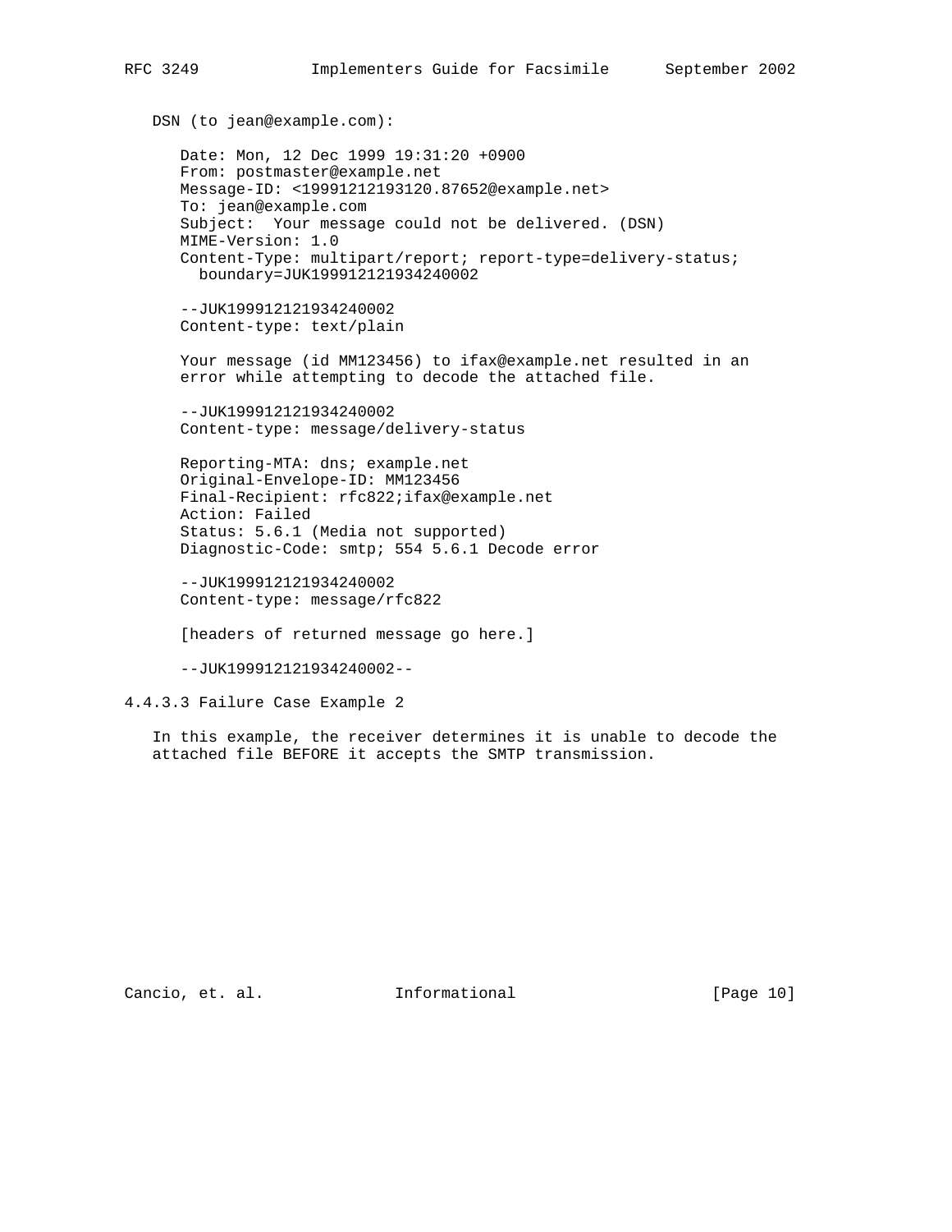DSN (to jean@example.com):

```
Date: Mon, 12 Dec 1999 19:31:20 +0900
From: postmaster@example.net
Message-ID: <19991212193120.87652@example.net>
To: jean@example.com
Subject:  Your message could not be delivered. (DSN)
MIME-Version: 1.0
Content-Type: multipart/report; report-type=delivery-status;
  boundary=JUK199912121934240002

--JUK199912121934240002
Content-type: text/plain

Your message (id MM123456) to ifax@example.net resulted in an
error while attempting to decode the attached file.

--JUK199912121934240002
Content-type: message/delivery-status

Reporting-MTA: dns; example.net
Original-Envelope-ID: MM123456
Final-Recipient: rfc822;ifax@example.net
Action: Failed
Status: 5.6.1 (Media not supported)
Diagnostic-Code: smtp; 554 5.6.1 Decode error

--JUK199912121934240002
Content-type: message/rfc822

[headers of returned message go here.]

--JUK199912121934240002--
```

#### 4.4.3.3 Failure Case Example 2

In this example, the receiver determines it is unable to decode the attached file BEFORE it accepts the SMTP transmission.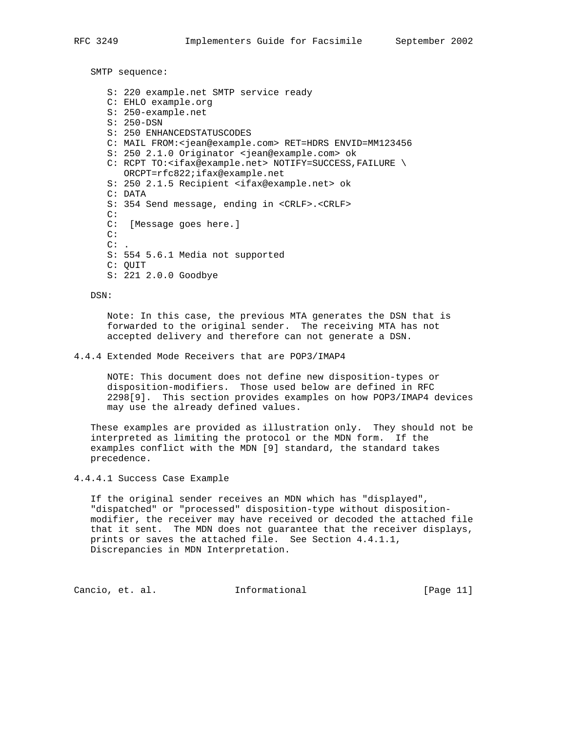SMTP sequence:

```
S: 220 example.net SMTP service ready
C: EHLO example.org
S: 250-example.net
S: 250-DSN
S: 250 ENHANCEDSTATUSCODES
C: MAIL FROM:<jean@example.com> RET=HDRS ENVID=MM123456
S: 250 2.1.0 Originator <jean@example.com> ok
C: RCPT TO:<ifax@example.net> NOTIFY=SUCCESS,FAILURE \
   ORCPT=rfc822;ifax@example.net
S: 250 2.1.5 Recipient <ifax@example.net> ok
C: DATA
S: 354 Send message, ending in <CRLF>.<CRLF>
C:
C:  [Message goes here.]
C:
C: .
S: 554 5.6.1 Media not supported
C: QUIT
S: 221 2.0.0 Goodbye
```

DSN:

Note: In this case, the previous MTA generates the DSN that is forwarded to the original sender. The receiving MTA has not accepted delivery and therefore can not generate a DSN.

### 4.4.4 Extended Mode Receivers that are POP3/IMAP4

NOTE: This document does not define new disposition-types or disposition-modifiers. Those used below are defined in RFC 2298[9]. This section provides examples on how POP3/IMAP4 devices may use the already defined values.

These examples are provided as illustration only. They should not be interpreted as limiting the protocol or the MDN form. If the examples conflict with the MDN [9] standard, the standard takes precedence.

#### 4.4.4.1 Success Case Example

If the original sender receives an MDN which has "displayed", "dispatched" or "processed" disposition-type without disposition-modifier, the receiver may have received or decoded the attached file that it sent. The MDN does not guarantee that the receiver displays, prints or saves the attached file. See Section 4.4.1.1, Discrepancies in MDN Interpretation.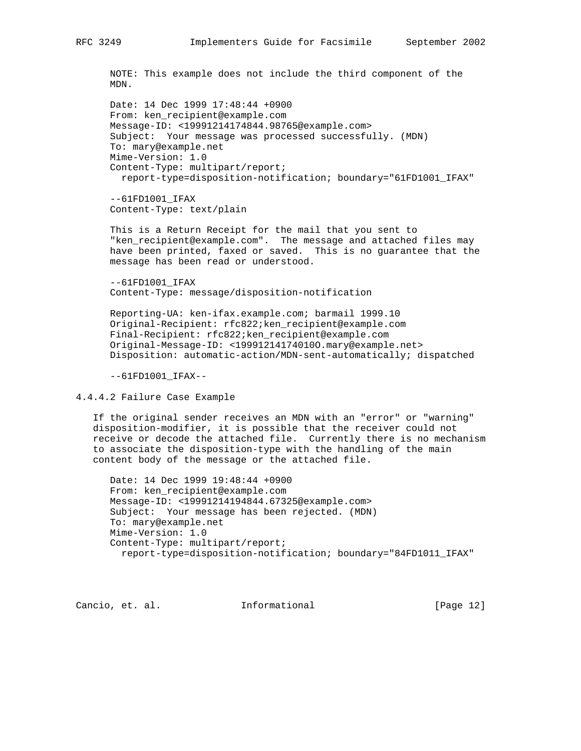NOTE: This example does not include the third component of the MDN.

```
Date: 14 Dec 1999 17:48:44 +0900
From: ken_recipient@example.com
Message-ID: <19991214174844.98765@example.com>
Subject:  Your message was processed successfully. (MDN)
To: mary@example.net
Mime-Version: 1.0
Content-Type: multipart/report;
  report-type=disposition-notification; boundary="61FD1001_IFAX"

--61FD1001_IFAX
Content-Type: text/plain

This is a Return Receipt for the mail that you sent to
"ken_recipient@example.com".  The message and attached files may
have been printed, faxed or saved.  This is no guarantee that the
message has been read or understood.

--61FD1001_IFAX
Content-Type: message/disposition-notification

Reporting-UA: ken-ifax.example.com; barmail 1999.10
Original-Recipient: rfc822;ken_recipient@example.com
Final-Recipient: rfc822;ken_recipient@example.com
Original-Message-ID: <19991214174010O.mary@example.net>
Disposition: automatic-action/MDN-sent-automatically; dispatched

--61FD1001_IFAX--
```

#### 4.4.4.2 Failure Case Example

If the original sender receives an MDN with an "error" or "warning" disposition-modifier, it is possible that the receiver could not receive or decode the attached file.  Currently there is no mechanism to associate the disposition-type with the handling of the main content body of the message or the attached file.

```
Date: 14 Dec 1999 19:48:44 +0900
From: ken_recipient@example.com
Message-ID: <19991214194844.67325@example.com>
Subject:  Your message has been rejected. (MDN)
To: mary@example.net
Mime-Version: 1.0
Content-Type: multipart/report;
  report-type=disposition-notification; boundary="84FD1011_IFAX"
```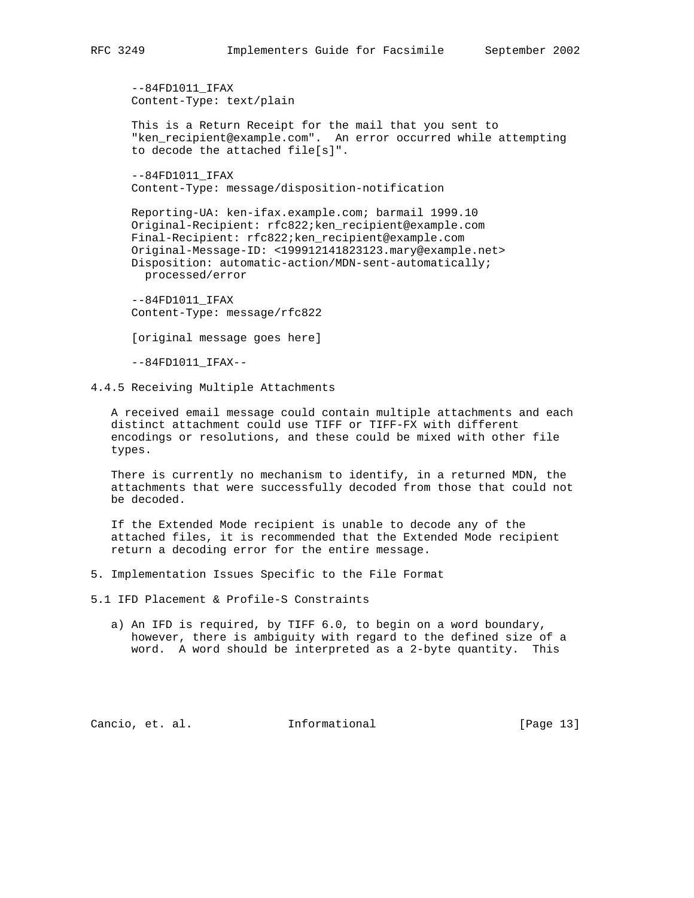```
--84FD1011_IFAX
Content-Type: text/plain

This is a Return Receipt for the mail that you sent to
"ken_recipient@example.com".  An error occurred while attempting
to decode the attached file[s]".

--84FD1011_IFAX
Content-Type: message/disposition-notification

Reporting-UA: ken-ifax.example.com; barmail 1999.10
Original-Recipient: rfc822;ken_recipient@example.com
Final-Recipient: rfc822;ken_recipient@example.com
Original-Message-ID: <199912141823123.mary@example.net>
Disposition: automatic-action/MDN-sent-automatically;
  processed/error

--84FD1011_IFAX
Content-Type: message/rfc822

[original message goes here]

--84FD1011_IFAX--
```

### 4.4.5 Receiving Multiple Attachments

A received email message could contain multiple attachments and each distinct attachment could use TIFF or TIFF-FX with different encodings or resolutions, and these could be mixed with other file types.

There is currently no mechanism to identify, in a returned MDN, the attachments that were successfully decoded from those that could not be decoded.

If the Extended Mode recipient is unable to decode any of the attached files, it is recommended that the Extended Mode recipient return a decoding error for the entire message.

## 5. Implementation Issues Specific to the File Format

### 5.1 IFD Placement & Profile-S Constraints

a) An IFD is required, by TIFF 6.0, to begin on a word boundary, however, there is ambiguity with regard to the defined size of a word. A word should be interpreted as a 2-byte quantity. This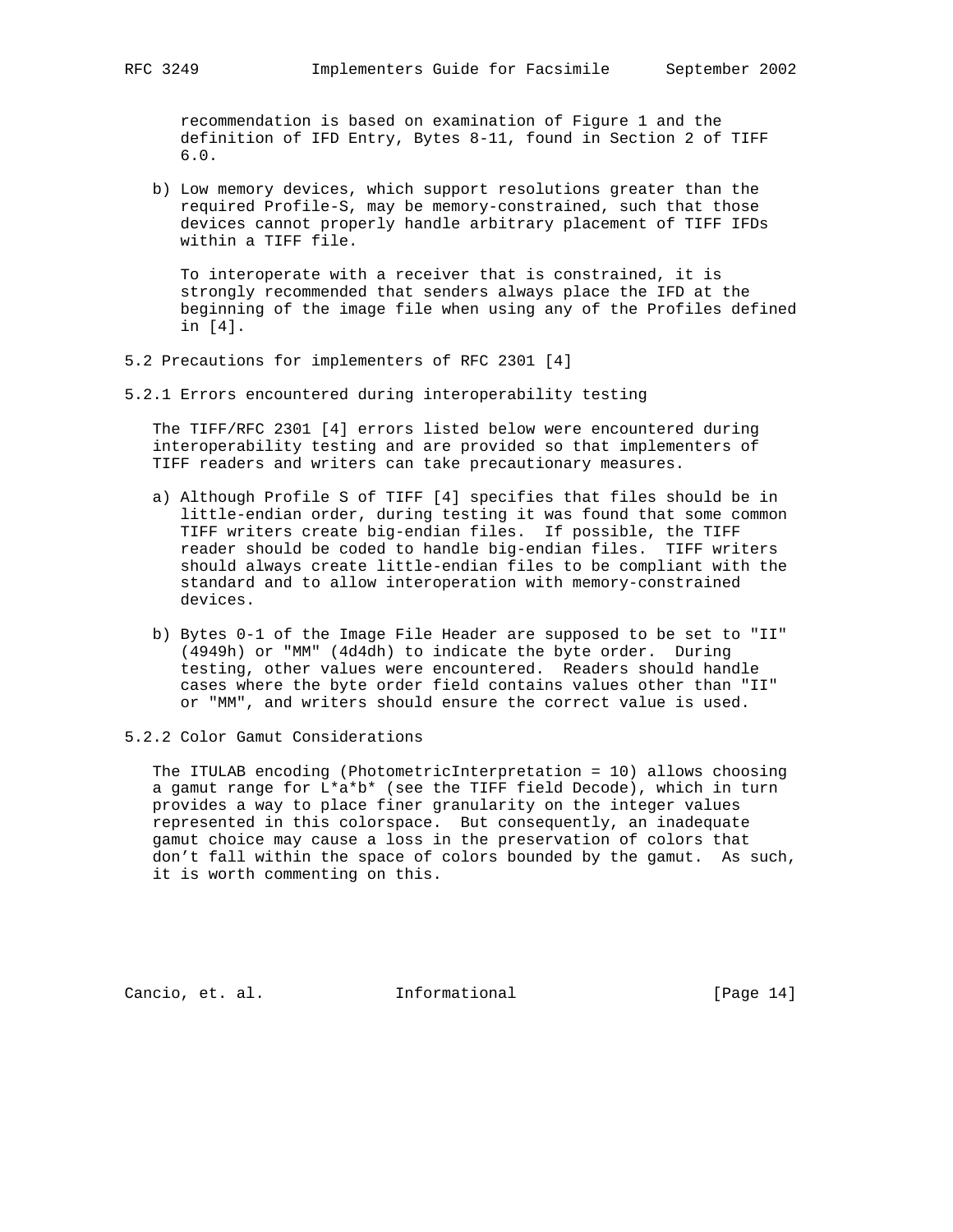recommendation is based on examination of Figure 1 and the definition of IFD Entry, Bytes 8-11, found in Section 2 of TIFF 6.0.

b) Low memory devices, which support resolutions greater than the required Profile-S, may be memory-constrained, such that those devices cannot properly handle arbitrary placement of TIFF IFDs within a TIFF file.

   To interoperate with a receiver that is constrained, it is strongly recommended that senders always place the IFD at the beginning of the image file when using any of the Profiles defined in [4].

### 5.2 Precautions for implementers of RFC 2301 [4]

#### 5.2.1 Errors encountered during interoperability testing

The TIFF/RFC 2301 [4] errors listed below were encountered during interoperability testing and are provided so that implementers of TIFF readers and writers can take precautionary measures.

a) Although Profile S of TIFF [4] specifies that files should be in little-endian order, during testing it was found that some common TIFF writers create big-endian files. If possible, the TIFF reader should be coded to handle big-endian files. TIFF writers should always create little-endian files to be compliant with the standard and to allow interoperation with memory-constrained devices.

b) Bytes 0-1 of the Image File Header are supposed to be set to "II" (4949h) or "MM" (4d4dh) to indicate the byte order. During testing, other values were encountered. Readers should handle cases where the byte order field contains values other than "II" or "MM", and writers should ensure the correct value is used.

#### 5.2.2 Color Gamut Considerations

The ITULAB encoding (PhotometricInterpretation = 10) allows choosing a gamut range for L*a*b* (see the TIFF field Decode), which in turn provides a way to place finer granularity on the integer values represented in this colorspace. But consequently, an inadequate gamut choice may cause a loss in the preservation of colors that don’t fall within the space of colors bounded by the gamut. As such, it is worth commenting on this.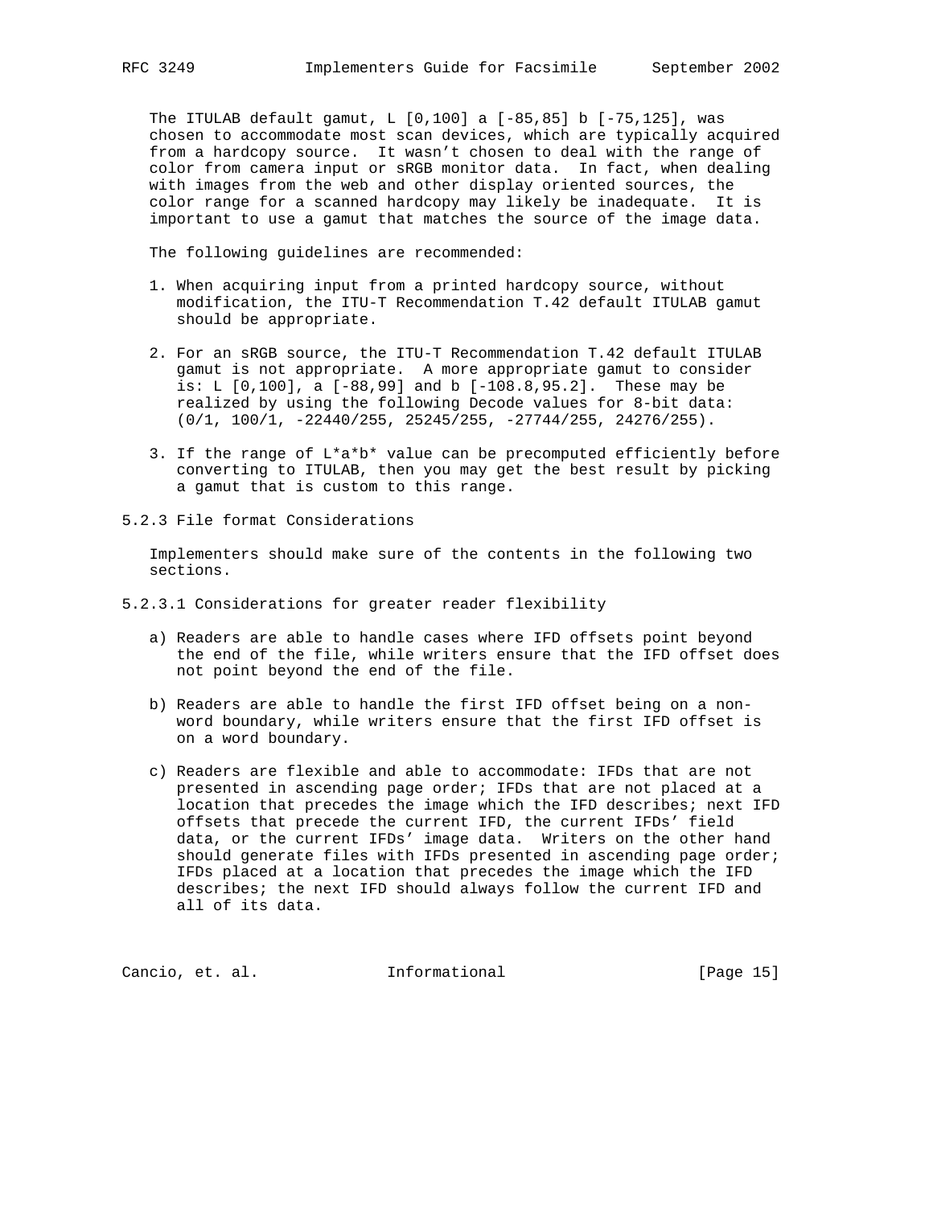The ITULAB default gamut, L [0,100] a [-85,85] b [-75,125], was chosen to accommodate most scan devices, which are typically acquired from a hardcopy source. It wasn't chosen to deal with the range of color from camera input or sRGB monitor data. In fact, when dealing with images from the web and other display oriented sources, the color range for a scanned hardcopy may likely be inadequate. It is important to use a gamut that matches the source of the image data.

The following guidelines are recommended:

1. When acquiring input from a printed hardcopy source, without modification, the ITU-T Recommendation T.42 default ITULAB gamut should be appropriate.

2. For an sRGB source, the ITU-T Recommendation T.42 default ITULAB gamut is not appropriate. A more appropriate gamut to consider is: L [0,100], a [-88,99] and b [-108.8,95.2]. These may be realized by using the following Decode values for 8-bit data: (0/1, 100/1, -22440/255, 25245/255, -27744/255, 24276/255).

3. If the range of L*a*b* value can be precomputed efficiently before converting to ITULAB, then you may get the best result by picking a gamut that is custom to this range.

### 5.2.3 File format Considerations

Implementers should make sure of the contents in the following two sections.

#### 5.2.3.1 Considerations for greater reader flexibility

a) Readers are able to handle cases where IFD offsets point beyond the end of the file, while writers ensure that the IFD offset does not point beyond the end of the file.

b) Readers are able to handle the first IFD offset being on a non-word boundary, while writers ensure that the first IFD offset is on a word boundary.

c) Readers are flexible and able to accommodate: IFDs that are not presented in ascending page order; IFDs that are not placed at a location that precedes the image which the IFD describes; next IFD offsets that precede the current IFD, the current IFDs' field data, or the current IFDs' image data. Writers on the other hand should generate files with IFDs presented in ascending page order; IFDs placed at a location that precedes the image which the IFD describes; the next IFD should always follow the current IFD and all of its data.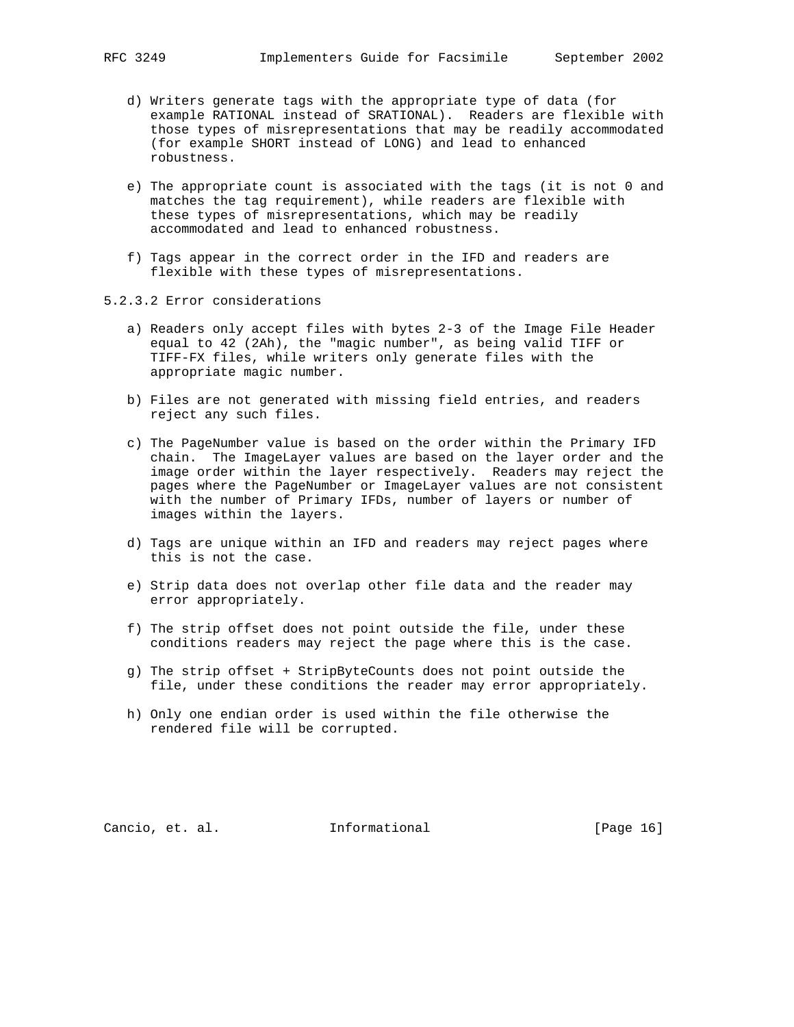d) Writers generate tags with the appropriate type of data (for example RATIONAL instead of SRATIONAL). Readers are flexible with those types of misrepresentations that may be readily accommodated (for example SHORT instead of LONG) and lead to enhanced robustness.

e) The appropriate count is associated with the tags (it is not 0 and matches the tag requirement), while readers are flexible with these types of misrepresentations, which may be readily accommodated and lead to enhanced robustness.

f) Tags appear in the correct order in the IFD and readers are flexible with these types of misrepresentations.

#### 5.2.3.2 Error considerations

a) Readers only accept files with bytes 2-3 of the Image File Header equal to 42 (2Ah), the "magic number", as being valid TIFF or TIFF-FX files, while writers only generate files with the appropriate magic number.

b) Files are not generated with missing field entries, and readers reject any such files.

c) The PageNumber value is based on the order within the Primary IFD chain. The ImageLayer values are based on the layer order and the image order within the layer respectively. Readers may reject the pages where the PageNumber or ImageLayer values are not consistent with the number of Primary IFDs, number of layers or number of images within the layers.

d) Tags are unique within an IFD and readers may reject pages where this is not the case.

e) Strip data does not overlap other file data and the reader may error appropriately.

f) The strip offset does not point outside the file, under these conditions readers may reject the page where this is the case.

g) The strip offset + StripByteCounts does not point outside the file, under these conditions the reader may error appropriately.

h) Only one endian order is used within the file otherwise the rendered file will be corrupted.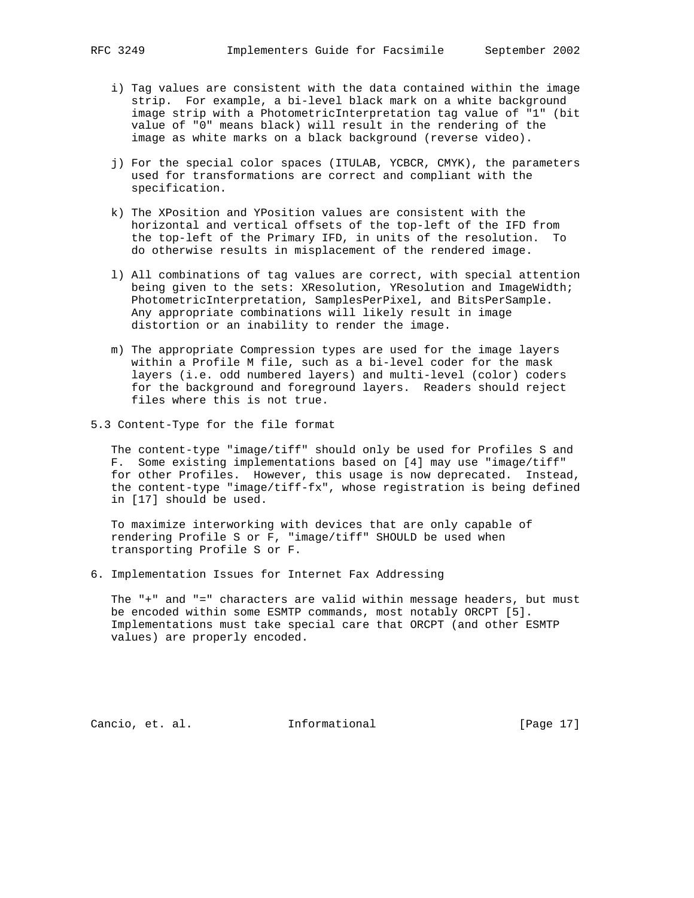i) Tag values are consistent with the data contained within the image strip. For example, a bi-level black mark on a white background image strip with a PhotometricInterpretation tag value of "1" (bit value of "0" means black) will result in the rendering of the image as white marks on a black background (reverse video).

j) For the special color spaces (ITULAB, YCBCR, CMYK), the parameters used for transformations are correct and compliant with the specification.

k) The XPosition and YPosition values are consistent with the horizontal and vertical offsets of the top-left of the IFD from the top-left of the Primary IFD, in units of the resolution. To do otherwise results in misplacement of the rendered image.

l) All combinations of tag values are correct, with special attention being given to the sets: XResolution, YResolution and ImageWidth; PhotometricInterpretation, SamplesPerPixel, and BitsPerSample. Any appropriate combinations will likely result in image distortion or an inability to render the image.

m) The appropriate Compression types are used for the image layers within a Profile M file, such as a bi-level coder for the mask layers (i.e. odd numbered layers) and multi-level (color) coders for the background and foreground layers. Readers should reject files where this is not true.

### 5.3 Content-Type for the file format

The content-type "image/tiff" should only be used for Profiles S and F. Some existing implementations based on [4] may use "image/tiff" for other Profiles. However, this usage is now deprecated. Instead, the content-type "image/tiff-fx", whose registration is being defined in [17] should be used.

To maximize interworking with devices that are only capable of rendering Profile S or F, "image/tiff" SHOULD be used when transporting Profile S or F.

## 6. Implementation Issues for Internet Fax Addressing

The "+" and "=" characters are valid within message headers, but must be encoded within some ESMTP commands, most notably ORCPT [5]. Implementations must take special care that ORCPT (and other ESMTP values) are properly encoded.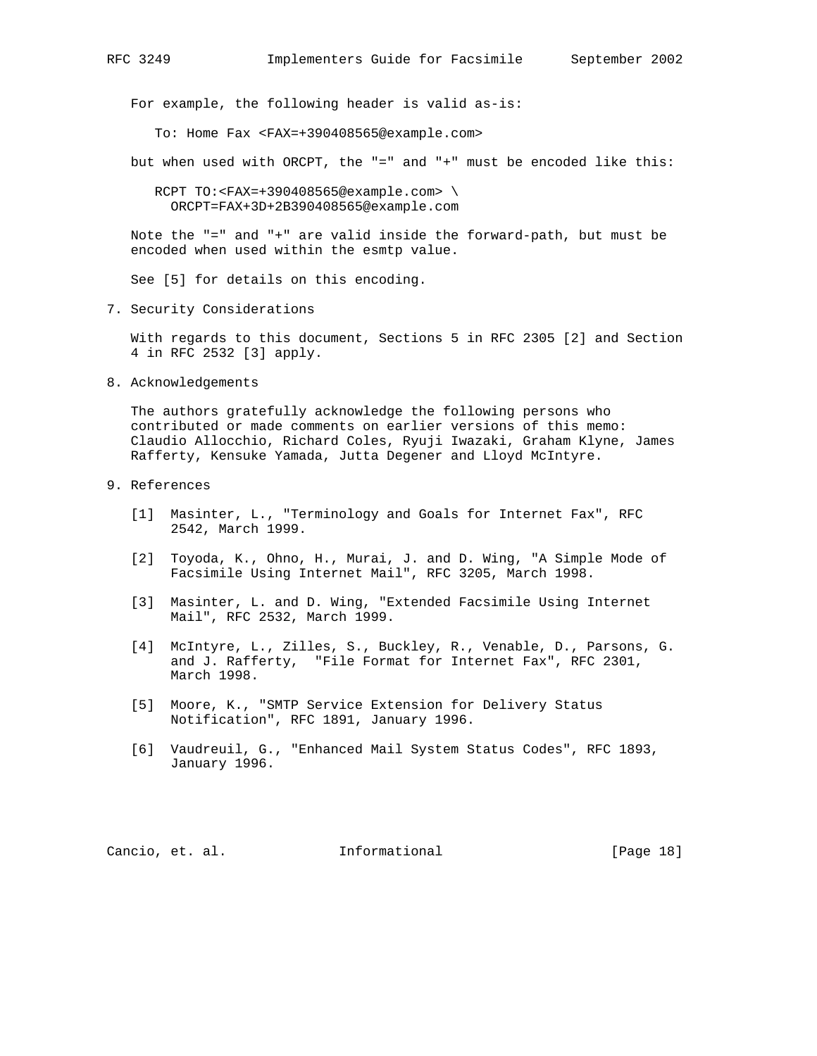For example, the following header is valid as-is:

```
To: Home Fax <FAX=+390408565@example.com>
```

but when used with ORCPT, the "=" and "+" must be encoded like this:

```
RCPT TO:<FAX=+390408565@example.com> \
  ORCPT=FAX+3D+2B390408565@example.com
```

Note the "=" and "+" are valid inside the forward-path, but must be encoded when used within the esmtp value.

See [5] for details on this encoding.

## 7. Security Considerations

With regards to this document, Sections 5 in RFC 2305 [2] and Section 4 in RFC 2532 [3] apply.

## 8. Acknowledgements

The authors gratefully acknowledge the following persons who contributed or made comments on earlier versions of this memo: Claudio Allocchio, Richard Coles, Ryuji Iwazaki, Graham Klyne, James Rafferty, Kensuke Yamada, Jutta Degener and Lloyd McIntyre.

## 9. References

[1] Masinter, L., "Terminology and Goals for Internet Fax", RFC 2542, March 1999.

[2] Toyoda, K., Ohno, H., Murai, J. and D. Wing, "A Simple Mode of Facsimile Using Internet Mail", RFC 3205, March 1998.

[3] Masinter, L. and D. Wing, "Extended Facsimile Using Internet Mail", RFC 2532, March 1999.

[4] McIntyre, L., Zilles, S., Buckley, R., Venable, D., Parsons, G. and J. Rafferty, "File Format for Internet Fax", RFC 2301, March 1998.

[5] Moore, K., "SMTP Service Extension for Delivery Status Notification", RFC 1891, January 1996.

[6] Vaudreuil, G., "Enhanced Mail System Status Codes", RFC 1893, January 1996.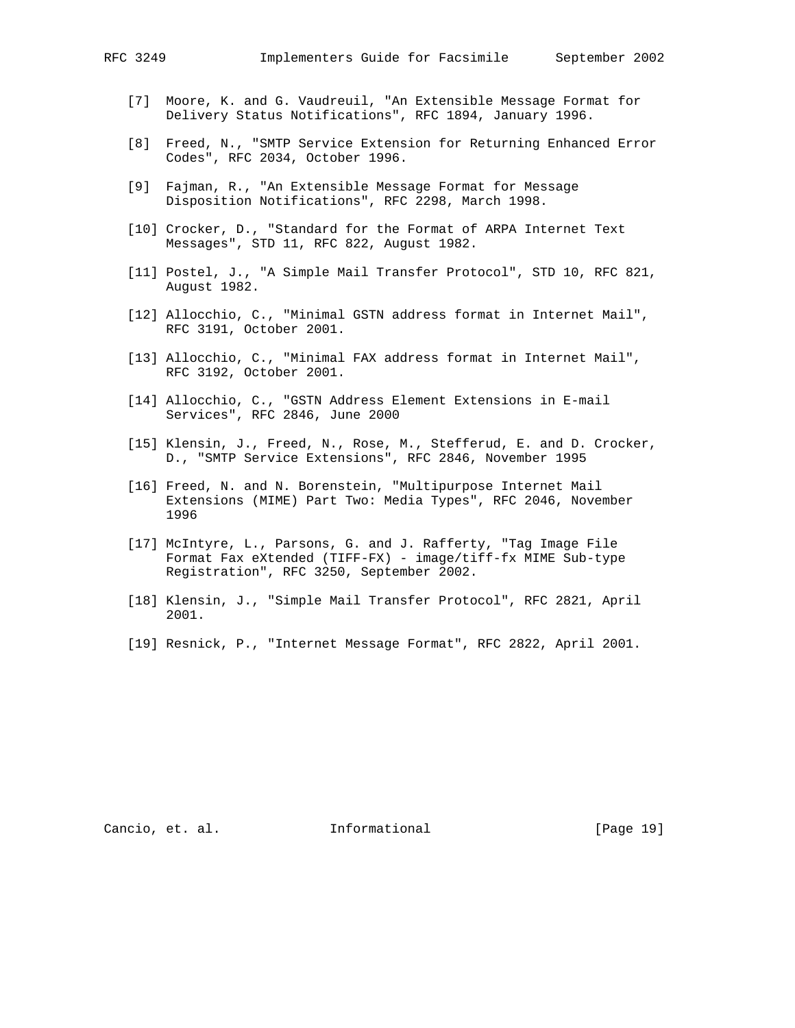[7] Moore, K. and G. Vaudreuil, "An Extensible Message Format for Delivery Status Notifications", RFC 1894, January 1996.

[8] Freed, N., "SMTP Service Extension for Returning Enhanced Error Codes", RFC 2034, October 1996.

[9] Fajman, R., "An Extensible Message Format for Message Disposition Notifications", RFC 2298, March 1998.

[10] Crocker, D., "Standard for the Format of ARPA Internet Text Messages", STD 11, RFC 822, August 1982.

[11] Postel, J., "A Simple Mail Transfer Protocol", STD 10, RFC 821, August 1982.

[12] Allocchio, C., "Minimal GSTN address format in Internet Mail", RFC 3191, October 2001.

[13] Allocchio, C., "Minimal FAX address format in Internet Mail", RFC 3192, October 2001.

[14] Allocchio, C., "GSTN Address Element Extensions in E-mail Services", RFC 2846, June 2000

[15] Klensin, J., Freed, N., Rose, M., Stefferud, E. and D. Crocker, D., "SMTP Service Extensions", RFC 2846, November 1995

[16] Freed, N. and N. Borenstein, "Multipurpose Internet Mail Extensions (MIME) Part Two: Media Types", RFC 2046, November 1996

[17] McIntyre, L., Parsons, G. and J. Rafferty, "Tag Image File Format Fax eXtended (TIFF-FX) - image/tiff-fx MIME Sub-type Registration", RFC 3250, September 2002.

[18] Klensin, J., "Simple Mail Transfer Protocol", RFC 2821, April 2001.

[19] Resnick, P., "Internet Message Format", RFC 2822, April 2001.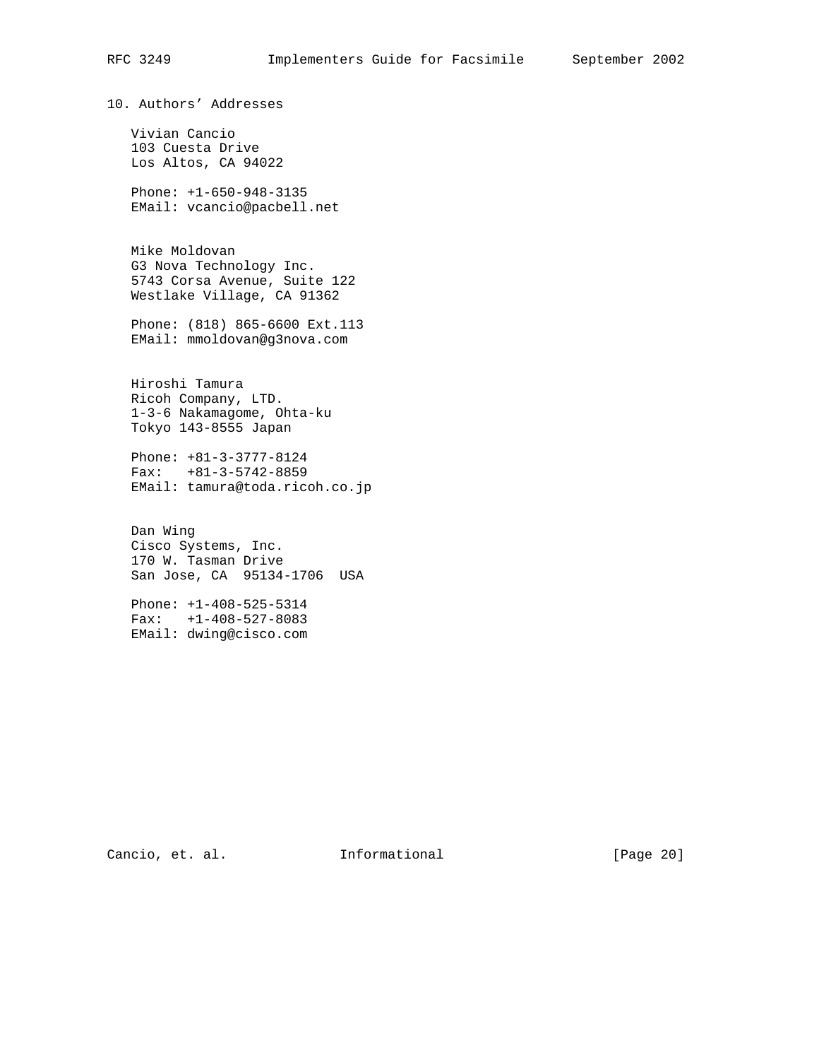## 10. Authors' Addresses

Vivian Cancio
103 Cuesta Drive
Los Altos, CA 94022

Phone: +1-650-948-3135
EMail: vcancio@pacbell.net

Mike Moldovan
G3 Nova Technology Inc.
5743 Corsa Avenue, Suite 122
Westlake Village, CA 91362

Phone: (818) 865-6600 Ext.113
EMail: mmoldovan@g3nova.com

Hiroshi Tamura
Ricoh Company, LTD.
1-3-6 Nakamagome, Ohta-ku
Tokyo 143-8555 Japan

Phone: +81-3-3777-8124
Fax: +81-3-5742-8859
EMail: tamura@toda.ricoh.co.jp

Dan Wing
Cisco Systems, Inc.
170 W. Tasman Drive
San Jose, CA 95134-1706 USA

Phone: +1-408-525-5314
Fax: +1-408-527-8083
EMail: dwing@cisco.com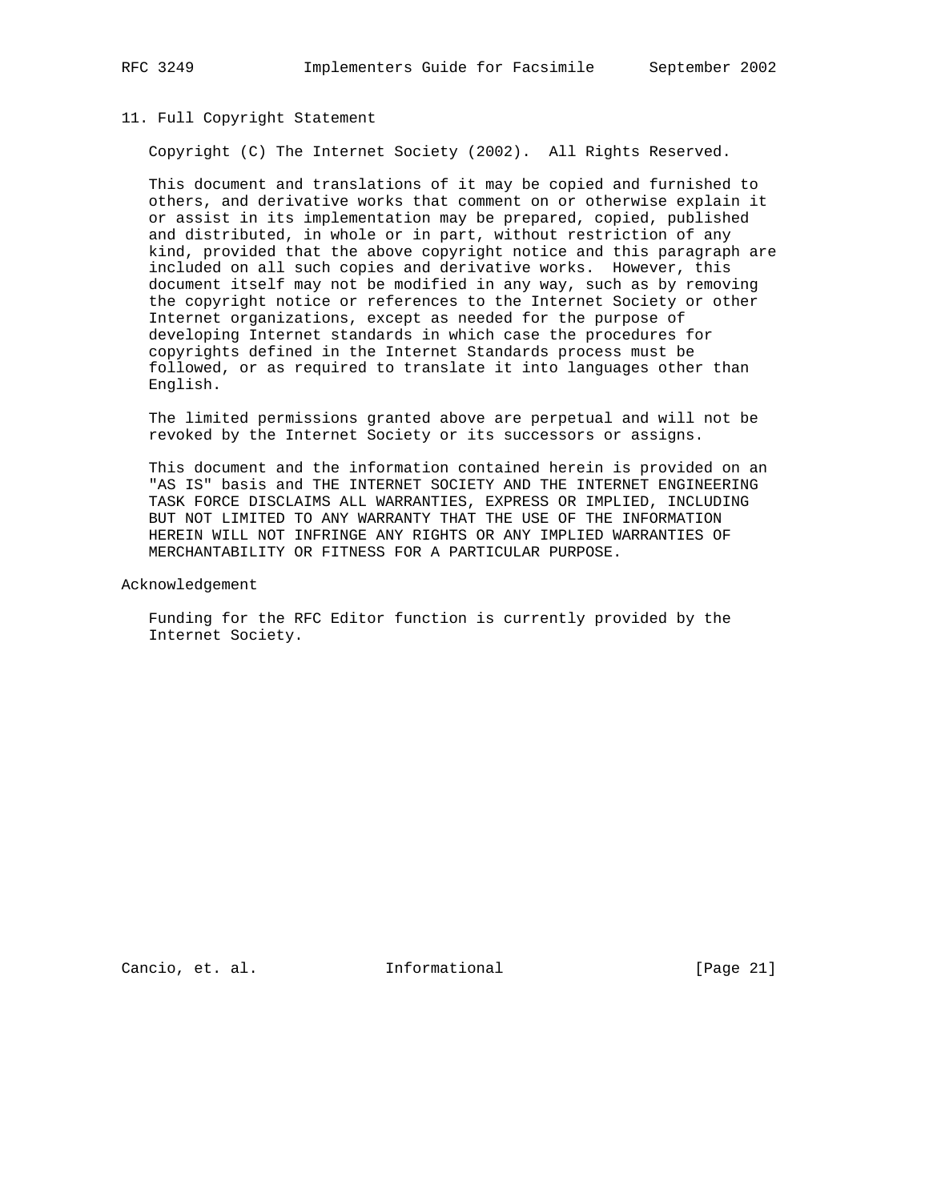## 11. Full Copyright Statement

Copyright (C) The Internet Society (2002). All Rights Reserved.

This document and translations of it may be copied and furnished to others, and derivative works that comment on or otherwise explain it or assist in its implementation may be prepared, copied, published and distributed, in whole or in part, without restriction of any kind, provided that the above copyright notice and this paragraph are included on all such copies and derivative works. However, this document itself may not be modified in any way, such as by removing the copyright notice or references to the Internet Society or other Internet organizations, except as needed for the purpose of developing Internet standards in which case the procedures for copyrights defined in the Internet Standards process must be followed, or as required to translate it into languages other than English.

The limited permissions granted above are perpetual and will not be revoked by the Internet Society or its successors or assigns.

This document and the information contained herein is provided on an "AS IS" basis and THE INTERNET SOCIETY AND THE INTERNET ENGINEERING TASK FORCE DISCLAIMS ALL WARRANTIES, EXPRESS OR IMPLIED, INCLUDING BUT NOT LIMITED TO ANY WARRANTY THAT THE USE OF THE INFORMATION HEREIN WILL NOT INFRINGE ANY RIGHTS OR ANY IMPLIED WARRANTIES OF MERCHANTABILITY OR FITNESS FOR A PARTICULAR PURPOSE.

## Acknowledgement

Funding for the RFC Editor function is currently provided by the Internet Society.